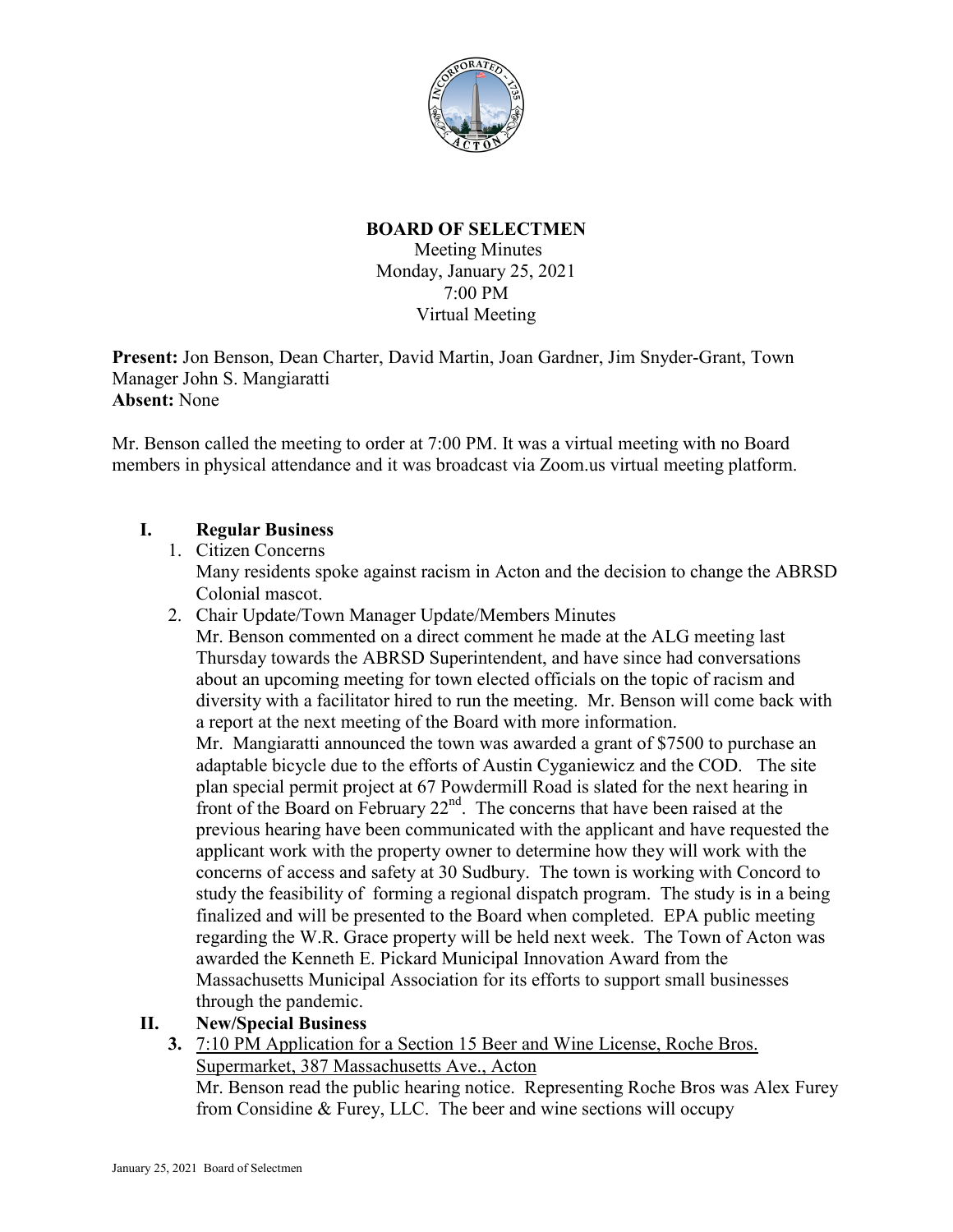# BOARD OF SELECTMEN

Meeting Minutes
Monday, January 25, 2021
7:00 PM
Virtual Meeting

**Present:** Jon Benson, Dean Charter, David Martin, Joan Gardner, Jim Snyder-Grant, Town Manager John S. Mangiaratti
**Absent:** None

Mr. Benson called the meeting to order at 7:00 PM. It was a virtual meeting with no Board members in physical attendance and it was broadcast via Zoom.us virtual meeting platform.

## I. Regular Business

1. Citizen Concerns
   Many residents spoke against racism in Acton and the decision to change the ABRSD Colonial mascot.
2. Chair Update/Town Manager Update/Members Minutes
   Mr. Benson commented on a direct comment he made at the ALG meeting last Thursday towards the ABRSD Superintendent, and have since had conversations about an upcoming meeting for town elected officials on the topic of racism and diversity with a facilitator hired to run the meeting. Mr. Benson will come back with a report at the next meeting of the Board with more information.
   Mr. Mangiaratti announced the town was awarded a grant of $7500 to purchase an adaptable bicycle due to the efforts of Austin Cyganiewicz and the COD. The site plan special permit project at 67 Powdermill Road is slated for the next hearing in front of the Board on February 22nd. The concerns that have been raised at the previous hearing have been communicated with the applicant and have requested the applicant work with the property owner to determine how they will work with the concerns of access and safety at 30 Sudbury. The town is working with Concord to study the feasibility of forming a regional dispatch program. The study is in a being finalized and will be presented to the Board when completed. EPA public meeting regarding the W.R. Grace property will be held next week. The Town of Acton was awarded the Kenneth E. Pickard Municipal Innovation Award from the Massachusetts Municipal Association for its efforts to support small businesses through the pandemic.

## II. New/Special Business

3. 7:10 PM Application for a Section 15 Beer and Wine License, Roche Bros. Supermarket, 387 Massachusetts Ave., Acton
   Mr. Benson read the public hearing notice. Representing Roche Bros was Alex Furey from Considine & Furey, LLC. The beer and wine sections will occupy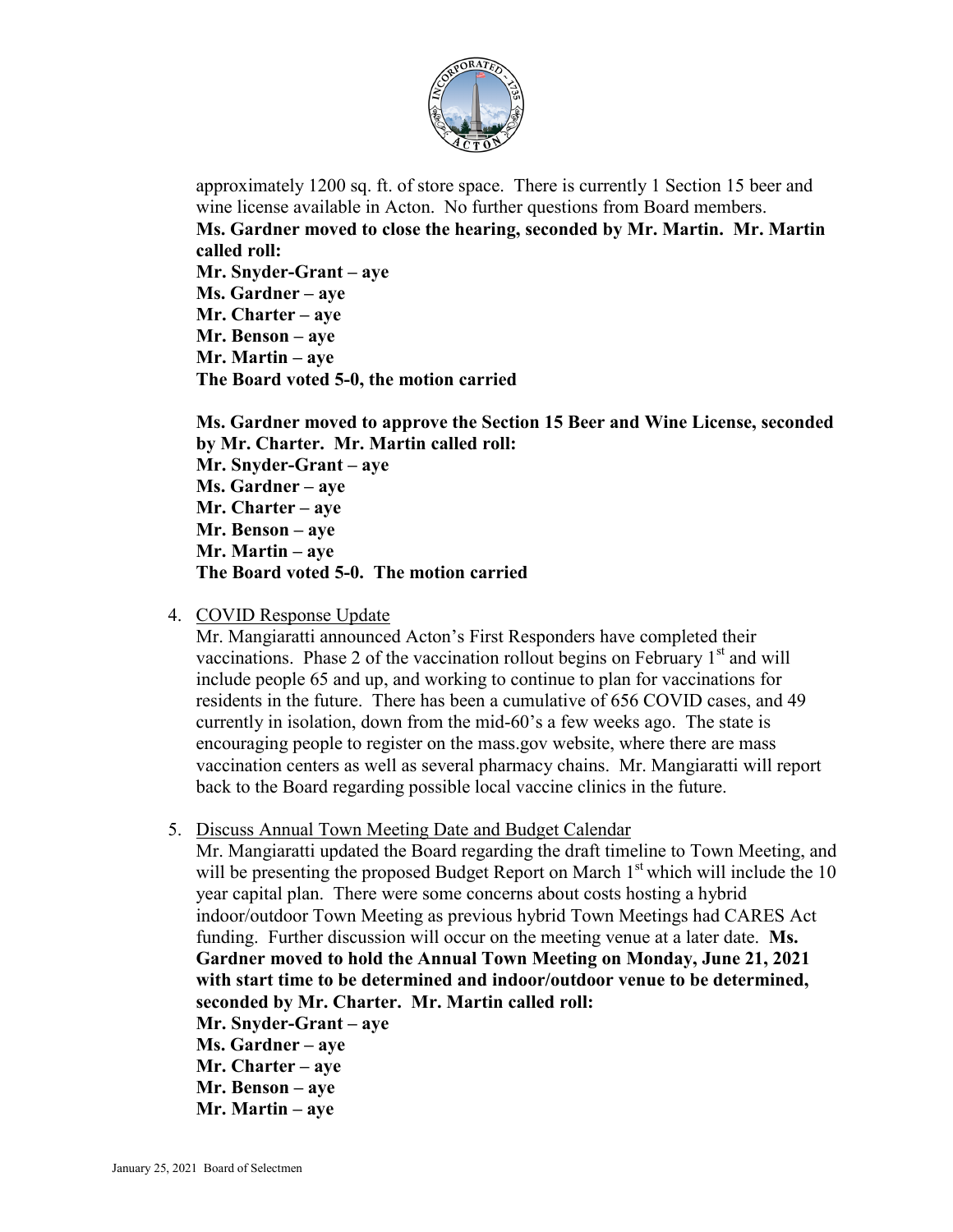approximately 1200 sq. ft. of store space. There is currently 1 Section 15 beer and wine license available in Acton. No further questions from Board members.

**Ms. Gardner moved to close the hearing, seconded by Mr. Martin. Mr. Martin called roll:**
**Mr. Snyder-Grant – aye**
**Ms. Gardner – aye**
**Mr. Charter – aye**
**Mr. Benson – aye**
**Mr. Martin – aye**
**The Board voted 5-0, the motion carried**

**Ms. Gardner moved to approve the Section 15 Beer and Wine License, seconded by Mr. Charter. Mr. Martin called roll:**
**Mr. Snyder-Grant – aye**
**Ms. Gardner – aye**
**Mr. Charter – aye**
**Mr. Benson – aye**
**Mr. Martin – aye**
**The Board voted 5-0. The motion carried**

4. COVID Response Update

Mr. Mangiaratti announced Acton's First Responders have completed their vaccinations. Phase 2 of the vaccination rollout begins on February 1st and will include people 65 and up, and working to continue to plan for vaccinations for residents in the future. There has been a cumulative of 656 COVID cases, and 49 currently in isolation, down from the mid-60's a few weeks ago. The state is encouraging people to register on the mass.gov website, where there are mass vaccination centers as well as several pharmacy chains. Mr. Mangiaratti will report back to the Board regarding possible local vaccine clinics in the future.

5. Discuss Annual Town Meeting Date and Budget Calendar

Mr. Mangiaratti updated the Board regarding the draft timeline to Town Meeting, and will be presenting the proposed Budget Report on March 1st which will include the 10 year capital plan. There were some concerns about costs hosting a hybrid indoor/outdoor Town Meeting as previous hybrid Town Meetings had CARES Act funding. Further discussion will occur on the meeting venue at a later date. **Ms. Gardner moved to hold the Annual Town Meeting on Monday, June 21, 2021 with start time to be determined and indoor/outdoor venue to be determined, seconded by Mr. Charter. Mr. Martin called roll:**
**Mr. Snyder-Grant – aye**
**Ms. Gardner – aye**
**Mr. Charter – aye**
**Mr. Benson – aye**
**Mr. Martin – aye**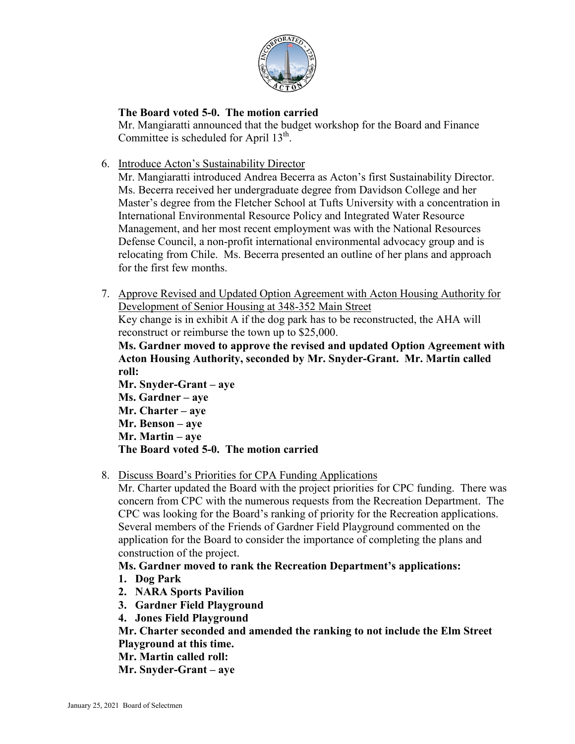**The Board voted 5-0. The motion carried**

Mr. Mangiaratti announced that the budget workshop for the Board and Finance Committee is scheduled for April 13th.

6. Introduce Acton's Sustainability Director

   Mr. Mangiaratti introduced Andrea Becerra as Acton's first Sustainability Director. Ms. Becerra received her undergraduate degree from Davidson College and her Master's degree from the Fletcher School at Tufts University with a concentration in International Environmental Resource Policy and Integrated Water Resource Management, and her most recent employment was with the National Resources Defense Council, a non-profit international environmental advocacy group and is relocating from Chile. Ms. Becerra presented an outline of her plans and approach for the first few months.

7. Approve Revised and Updated Option Agreement with Acton Housing Authority for Development of Senior Housing at 348-352 Main Street

   Key change is in exhibit A if the dog park has to be reconstructed, the AHA will reconstruct or reimburse the town up to $25,000.

   **Ms. Gardner moved to approve the revised and updated Option Agreement with Acton Housing Authority, seconded by Mr. Snyder-Grant. Mr. Martin called roll:**

   **Mr. Snyder-Grant – aye**
   **Ms. Gardner – aye**
   **Mr. Charter – aye**
   **Mr. Benson – aye**
   **Mr. Martin – aye**
   **The Board voted 5-0. The motion carried**

8. Discuss Board's Priorities for CPA Funding Applications

   Mr. Charter updated the Board with the project priorities for CPC funding. There was concern from CPC with the numerous requests from the Recreation Department. The CPC was looking for the Board's ranking of priority for the Recreation applications. Several members of the Friends of Gardner Field Playground commented on the application for the Board to consider the importance of completing the plans and construction of the project.

   **Ms. Gardner moved to rank the Recreation Department's applications:**

   **1. Dog Park**
   **2. NARA Sports Pavilion**
   **3. Gardner Field Playground**
   **4. Jones Field Playground**

   **Mr. Charter seconded and amended the ranking to not include the Elm Street Playground at this time.**

   **Mr. Martin called roll:**

   **Mr. Snyder-Grant – aye**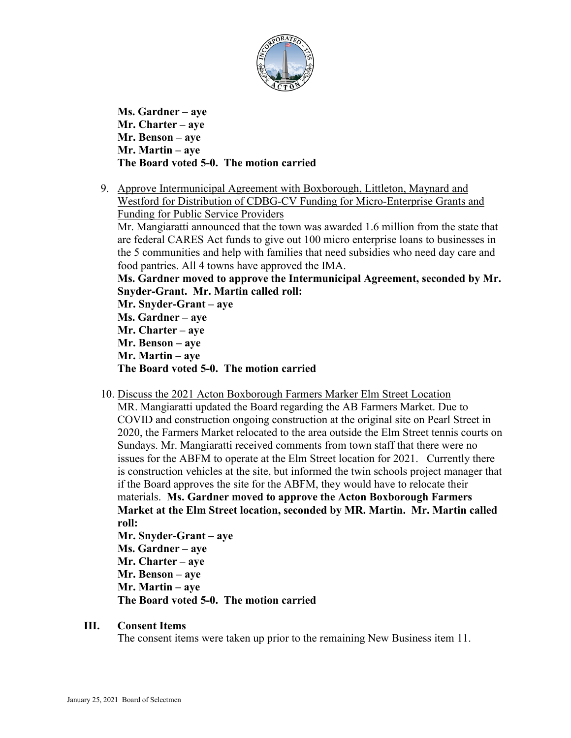**Ms. Gardner – aye**
**Mr. Charter – aye**
**Mr. Benson – aye**
**Mr. Martin – aye**
**The Board voted 5-0. The motion carried**

9. Approve Intermunicipal Agreement with Boxborough, Littleton, Maynard and Westford for Distribution of CDBG-CV Funding for Micro-Enterprise Grants and Funding for Public Service Providers
   Mr. Mangiaratti announced that the town was awarded 1.6 million from the state that are federal CARES Act funds to give out 100 micro enterprise loans to businesses in the 5 communities and help with families that need subsidies who need day care and food pantries. All 4 towns have approved the IMA.
   **Ms. Gardner moved to approve the Intermunicipal Agreement, seconded by Mr. Snyder-Grant. Mr. Martin called roll:**
   **Mr. Snyder-Grant – aye**
   **Ms. Gardner – aye**
   **Mr. Charter – aye**
   **Mr. Benson – aye**
   **Mr. Martin – aye**
   **The Board voted 5-0. The motion carried**

10. Discuss the 2021 Acton Boxborough Farmers Marker Elm Street Location
    MR. Mangiaratti updated the Board regarding the AB Farmers Market. Due to COVID and construction ongoing construction at the original site on Pearl Street in 2020, the Farmers Market relocated to the area outside the Elm Street tennis courts on Sundays. Mr. Mangiaratti received comments from town staff that there were no issues for the ABFM to operate at the Elm Street location for 2021. Currently there is construction vehicles at the site, but informed the twin schools project manager that if the Board approves the site for the ABFM, they would have to relocate their materials. **Ms. Gardner moved to approve the Acton Boxborough Farmers Market at the Elm Street location, seconded by MR. Martin. Mr. Martin called roll:**
    **Mr. Snyder-Grant – aye**
    **Ms. Gardner – aye**
    **Mr. Charter – aye**
    **Mr. Benson – aye**
    **Mr. Martin – aye**
    **The Board voted 5-0. The motion carried**

## III. Consent Items

The consent items were taken up prior to the remaining New Business item 11.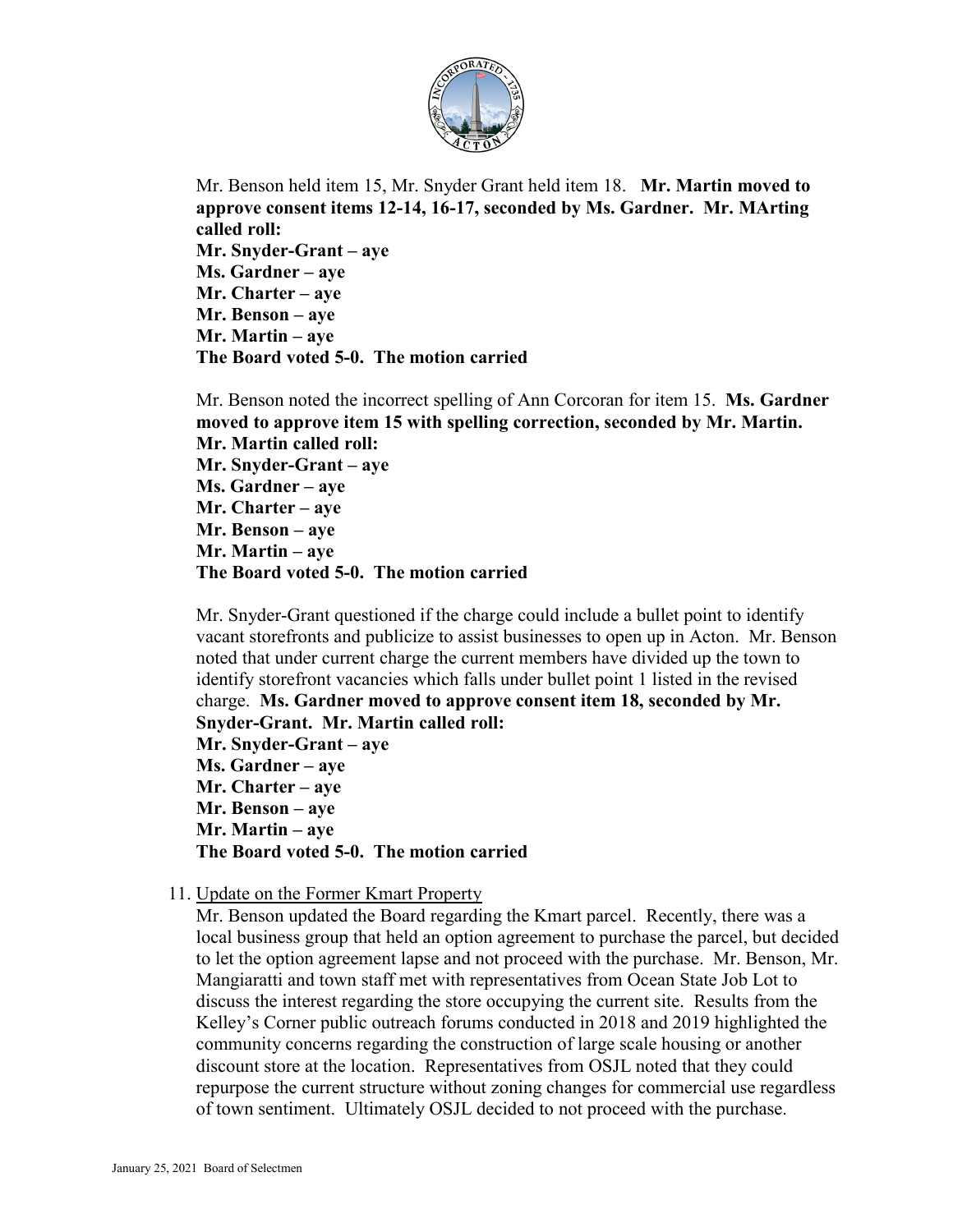Mr. Benson held item 15, Mr. Snyder Grant held item 18. **Mr. Martin moved to approve consent items 12-14, 16-17, seconded by Ms. Gardner. Mr. MArting called roll:**
**Mr. Snyder-Grant – aye**
**Ms. Gardner – aye**
**Mr. Charter – aye**
**Mr. Benson – aye**
**Mr. Martin – aye**
**The Board voted 5-0. The motion carried**

Mr. Benson noted the incorrect spelling of Ann Corcoran for item 15. **Ms. Gardner moved to approve item 15 with spelling correction, seconded by Mr. Martin. Mr. Martin called roll:**
**Mr. Snyder-Grant – aye**
**Ms. Gardner – aye**
**Mr. Charter – aye**
**Mr. Benson – aye**
**Mr. Martin – aye**
**The Board voted 5-0. The motion carried**

Mr. Snyder-Grant questioned if the charge could include a bullet point to identify vacant storefronts and publicize to assist businesses to open up in Acton. Mr. Benson noted that under current charge the current members have divided up the town to identify storefront vacancies which falls under bullet point 1 listed in the revised charge. **Ms. Gardner moved to approve consent item 18, seconded by Mr. Snyder-Grant. Mr. Martin called roll:**
**Mr. Snyder-Grant – aye**
**Ms. Gardner – aye**
**Mr. Charter – aye**
**Mr. Benson – aye**
**Mr. Martin – aye**
**The Board voted 5-0. The motion carried**

11. Update on the Former Kmart Property
Mr. Benson updated the Board regarding the Kmart parcel. Recently, there was a local business group that held an option agreement to purchase the parcel, but decided to let the option agreement lapse and not proceed with the purchase. Mr. Benson, Mr. Mangiaratti and town staff met with representatives from Ocean State Job Lot to discuss the interest regarding the store occupying the current site. Results from the Kelley's Corner public outreach forums conducted in 2018 and 2019 highlighted the community concerns regarding the construction of large scale housing or another discount store at the location. Representatives from OSJL noted that they could repurpose the current structure without zoning changes for commercial use regardless of town sentiment. Ultimately OSJL decided to not proceed with the purchase.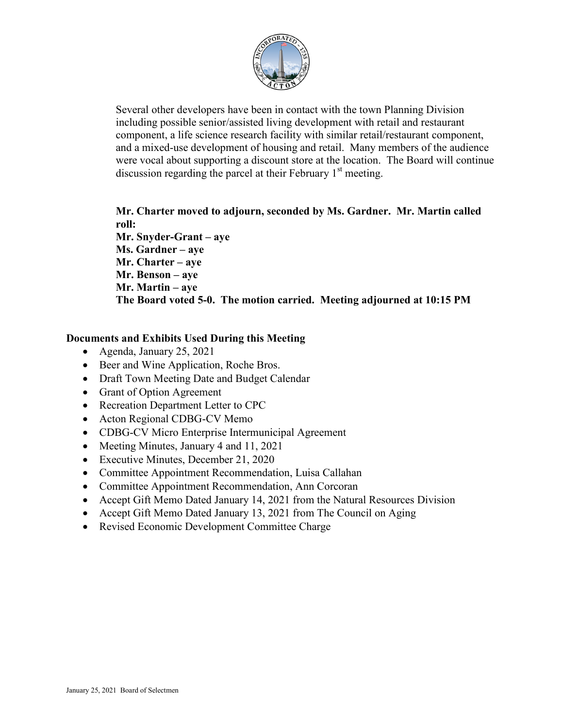Several other developers have been in contact with the town Planning Division including possible senior/assisted living development with retail and restaurant component, a life science research facility with similar retail/restaurant component, and a mixed-use development of housing and retail. Many members of the audience were vocal about supporting a discount store at the location. The Board will continue discussion regarding the parcel at their February 1st meeting.

**Mr. Charter moved to adjourn, seconded by Ms. Gardner. Mr. Martin called roll:**
**Mr. Snyder-Grant – aye**
**Ms. Gardner – aye**
**Mr. Charter – aye**
**Mr. Benson – aye**
**Mr. Martin – aye**
**The Board voted 5-0. The motion carried. Meeting adjourned at 10:15 PM**

**Documents and Exhibits Used During this Meeting**

- Agenda, January 25, 2021
- Beer and Wine Application, Roche Bros.
- Draft Town Meeting Date and Budget Calendar
- Grant of Option Agreement
- Recreation Department Letter to CPC
- Acton Regional CDBG-CV Memo
- CDBG-CV Micro Enterprise Intermunicipal Agreement
- Meeting Minutes, January 4 and 11, 2021
- Executive Minutes, December 21, 2020
- Committee Appointment Recommendation, Luisa Callahan
- Committee Appointment Recommendation, Ann Corcoran
- Accept Gift Memo Dated January 14, 2021 from the Natural Resources Division
- Accept Gift Memo Dated January 13, 2021 from The Council on Aging
- Revised Economic Development Committee Charge